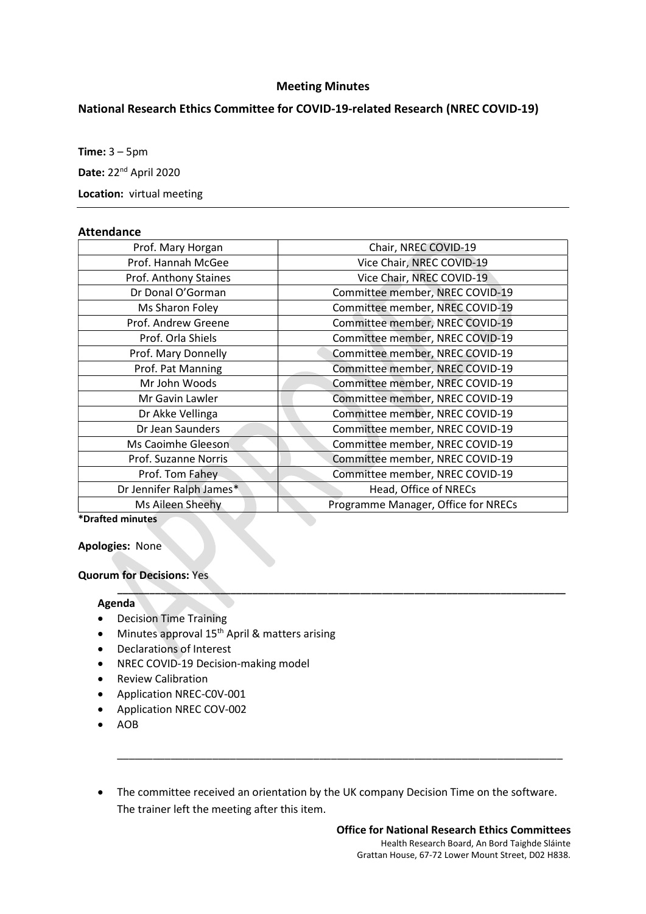# Meeting Minutes

## National Research Ethics Committee for COVID-19-related Research (NREC COVID-19)

**Time:** 3 – 5pm

**Date:** 22nd April 2020

**Location:** virtual meeting

---

### Attendance

| | |
|---|---|
| Prof. Mary Horgan | Chair, NREC COVID-19 |
| Prof. Hannah McGee | Vice Chair, NREC COVID-19 |
| Prof. Anthony Staines | Vice Chair, NREC COVID-19 |
| Dr Donal O'Gorman | Committee member, NREC COVID-19 |
| Ms Sharon Foley | Committee member, NREC COVID-19 |
| Prof. Andrew Greene | Committee member, NREC COVID-19 |
| Prof. Orla Shiels | Committee member, NREC COVID-19 |
| Prof. Mary Donnelly | Committee member, NREC COVID-19 |
| Prof. Pat Manning | Committee member, NREC COVID-19 |
| Mr John Woods | Committee member, NREC COVID-19 |
| Mr Gavin Lawler | Committee member, NREC COVID-19 |
| Dr Akke Vellinga | Committee member, NREC COVID-19 |
| Dr Jean Saunders | Committee member, NREC COVID-19 |
| Ms Caoimhe Gleeson | Committee member, NREC COVID-19 |
| Prof. Suzanne Norris | Committee member, NREC COVID-19 |
| Prof. Tom Fahey | Committee member, NREC COVID-19 |
| Dr Jennifer Ralph James* | Head, Office of NRECs |
| Ms Aileen Sheehy | Programme Manager, Office for NRECs |

**\*Drafted minutes**

**Apologies:** None

**Quorum for Decisions:** Yes

---

**Agenda**

- Decision Time Training
- Minutes approval 15th April & matters arising
- Declarations of Interest
- NREC COVID-19 Decision-making model
- Review Calibration
- Application NREC-C0V-001
- Application NREC COV-002
- AOB

---

- The committee received an orientation by the UK company Decision Time on the software. The trainer left the meeting after this item.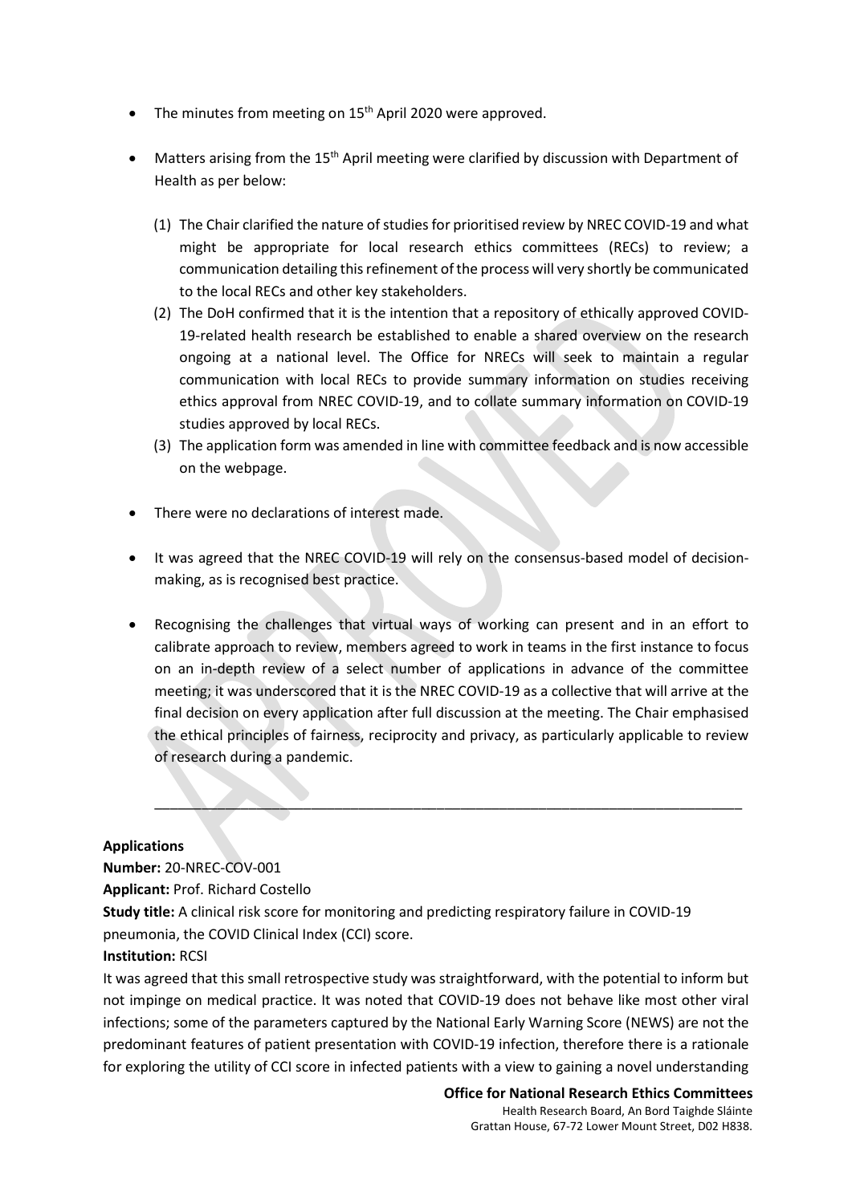- The minutes from meeting on 15th April 2020 were approved.
- Matters arising from the 15th April meeting were clarified by discussion with Department of Health as per below:
  1. The Chair clarified the nature of studies for prioritised review by NREC COVID-19 and what might be appropriate for local research ethics committees (RECs) to review; a communication detailing this refinement of the process will very shortly be communicated to the local RECs and other key stakeholders.
  2. The DoH confirmed that it is the intention that a repository of ethically approved COVID-19-related health research be established to enable a shared overview on the research ongoing at a national level. The Office for NRECs will seek to maintain a regular communication with local RECs to provide summary information on studies receiving ethics approval from NREC COVID-19, and to collate summary information on COVID-19 studies approved by local RECs.
  3. The application form was amended in line with committee feedback and is now accessible on the webpage.
- There were no declarations of interest made.
- It was agreed that the NREC COVID-19 will rely on the consensus-based model of decision-making, as is recognised best practice.
- Recognising the challenges that virtual ways of working can present and in an effort to calibrate approach to review, members agreed to work in teams in the first instance to focus on an in-depth review of a select number of applications in advance of the committee meeting; it was underscored that it is the NREC COVID-19 as a collective that will arrive at the final decision on every application after full discussion at the meeting. The Chair emphasised the ethical principles of fairness, reciprocity and privacy, as particularly applicable to review of research during a pandemic.

---

**Applications**

**Number:** 20-NREC-COV-001

**Applicant:** Prof. Richard Costello

**Study title:** A clinical risk score for monitoring and predicting respiratory failure in COVID-19 pneumonia, the COVID Clinical Index (CCI) score.

**Institution:** RCSI

It was agreed that this small retrospective study was straightforward, with the potential to inform but not impinge on medical practice. It was noted that COVID-19 does not behave like most other viral infections; some of the parameters captured by the National Early Warning Score (NEWS) are not the predominant features of patient presentation with COVID-19 infection, therefore there is a rationale for exploring the utility of CCI score in infected patients with a view to gaining a novel understanding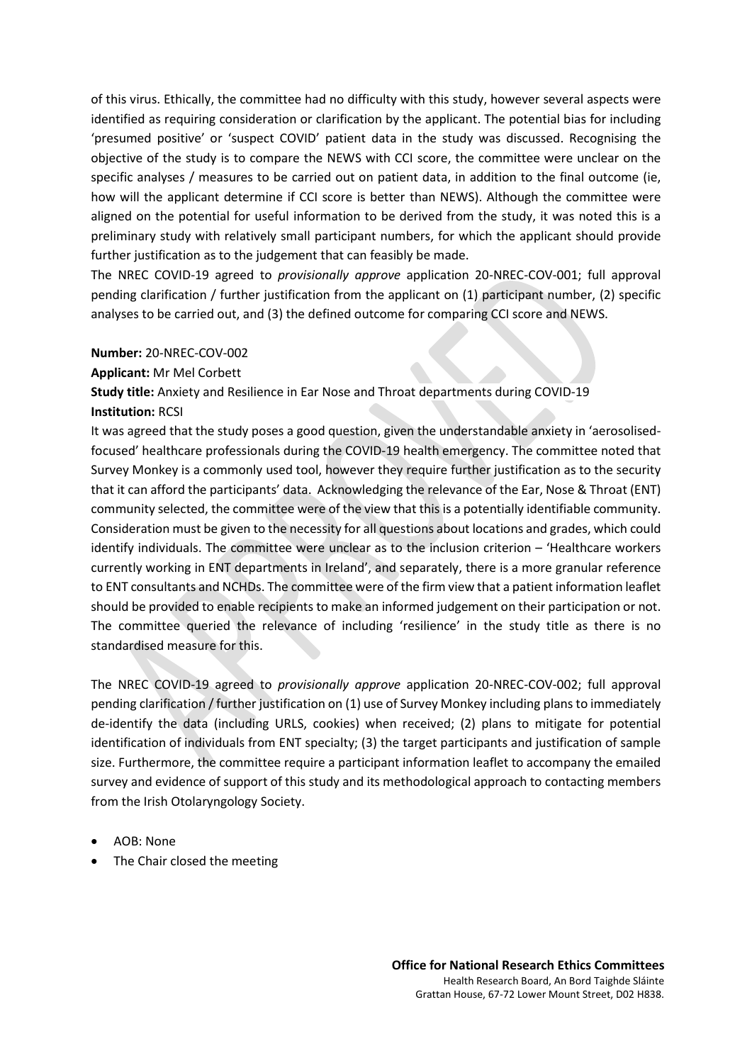of this virus. Ethically, the committee had no difficulty with this study, however several aspects were identified as requiring consideration or clarification by the applicant. The potential bias for including 'presumed positive' or 'suspect COVID' patient data in the study was discussed. Recognising the objective of the study is to compare the NEWS with CCI score, the committee were unclear on the specific analyses / measures to be carried out on patient data, in addition to the final outcome (ie, how will the applicant determine if CCI score is better than NEWS). Although the committee were aligned on the potential for useful information to be derived from the study, it was noted this is a preliminary study with relatively small participant numbers, for which the applicant should provide further justification as to the judgement that can feasibly be made.

The NREC COVID-19 agreed to *provisionally approve* application 20-NREC-COV-001; full approval pending clarification / further justification from the applicant on (1) participant number, (2) specific analyses to be carried out, and (3) the defined outcome for comparing CCI score and NEWS.

**Number:** 20-NREC-COV-002

**Applicant:** Mr Mel Corbett

**Study title:** Anxiety and Resilience in Ear Nose and Throat departments during COVID-19

**Institution:** RCSI

It was agreed that the study poses a good question, given the understandable anxiety in 'aerosolised-focused' healthcare professionals during the COVID-19 health emergency. The committee noted that Survey Monkey is a commonly used tool, however they require further justification as to the security that it can afford the participants' data. Acknowledging the relevance of the Ear, Nose & Throat (ENT) community selected, the committee were of the view that this is a potentially identifiable community. Consideration must be given to the necessity for all questions about locations and grades, which could identify individuals. The committee were unclear as to the inclusion criterion – 'Healthcare workers currently working in ENT departments in Ireland', and separately, there is a more granular reference to ENT consultants and NCHDs. The committee were of the firm view that a patient information leaflet should be provided to enable recipients to make an informed judgement on their participation or not. The committee queried the relevance of including 'resilience' in the study title as there is no standardised measure for this.

The NREC COVID-19 agreed to *provisionally approve* application 20-NREC-COV-002; full approval pending clarification / further justification on (1) use of Survey Monkey including plans to immediately de-identify the data (including URLS, cookies) when received; (2) plans to mitigate for potential identification of individuals from ENT specialty; (3) the target participants and justification of sample size. Furthermore, the committee require a participant information leaflet to accompany the emailed survey and evidence of support of this study and its methodological approach to contacting members from the Irish Otolaryngology Society.

- AOB: None
- The Chair closed the meeting

**Office for National Research Ethics Committees**
Health Research Board, An Bord Taighde Sláinte
Grattan House, 67-72 Lower Mount Street, D02 H838.